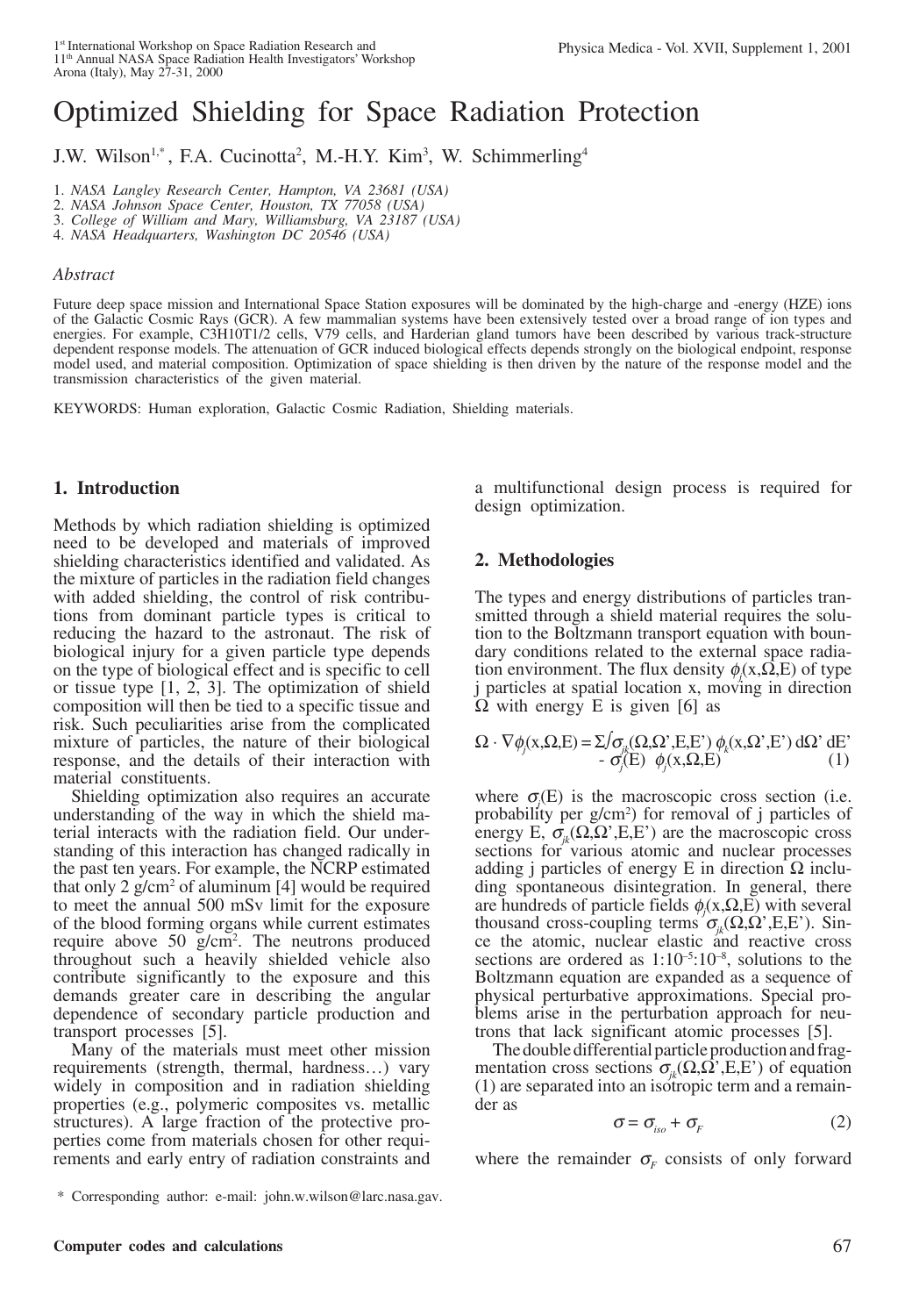# Optimized Shielding for Space Radiation Protection

J.W. Wilson[1,*], F.A. Cucinotta[2], M.-H.Y. Kim[3], W. Schimmerling[4]

1. *NASA Langley Research Center, Hampton, VA 23681 (USA)*
2. *NASA Johnson Space Center, Houston, TX 77058 (USA)*
3. *College of William and Mary, Williamsburg, VA 23187 (USA)*
4. *NASA Headquarters, Washington DC 20546 (USA)*

*Abstract*

Future deep space mission and International Space Station exposures will be dominated by the high-charge and -energy (HZE) ions of the Galactic Cosmic Rays (GCR). A few mammalian systems have been extensively tested over a broad range of ion types and energies. For example, C3H10T1/2 cells, V79 cells, and Harderian gland tumors have been described by various track-structure dependent response models. The attenuation of GCR induced biological effects depends strongly on the biological endpoint, response model used, and material composition. Optimization of space shielding is then driven by the nature of the response model and the transmission characteristics of the given material.

KEYWORDS: Human exploration, Galactic Cosmic Radiation, Shielding materials.

## 1. Introduction

Methods by which radiation shielding is optimized need to be developed and materials of improved shielding characteristics identified and validated. As the mixture of particles in the radiation field changes with added shielding, the control of risk contributions from dominant particle types is critical to reducing the hazard to the astronaut. The risk of biological injury for a given particle type depends on the type of biological effect and is specific to cell or tissue type [1, 2, 3]. The optimization of shield composition will then be tied to a specific tissue and risk. Such peculiarities arise from the complicated mixture of particles, the nature of their biological response, and the details of their interaction with material constituents.

Shielding optimization also requires an accurate understanding of the way in which the shield material interacts with the radiation field. Our understanding of this interaction has changed radically in the past ten years. For example, the NCRP estimated that only 2 g/cm$^2$ of aluminum [4] would be required to meet the annual 500 mSv limit for the exposure of the blood forming organs while current estimates require above 50 g/cm$^2$. The neutrons produced throughout such a heavily shielded vehicle also contribute significantly to the exposure and this demands greater care in describing the angular dependence of secondary particle production and transport processes [5].

Many of the materials must meet other mission requirements (strength, thermal, hardness…) vary widely in composition and in radiation shielding properties (e.g., polymeric composites vs. metallic structures). A large fraction of the protective properties come from materials chosen for other requirements and early entry of radiation constraints and a multifunctional design process is required for design optimization.

## 2. Methodologies

The types and energy distributions of particles transmitted through a shield material requires the solution to the Boltzmann transport equation with boundary conditions related to the external space radiation environment. The flux density $\phi_j(x,\Omega,E)$ of type j particles at spatial location x, moving in direction $\Omega$ with energy E is given [6] as

$$\Omega \cdot \nabla\phi_j(x,\Omega,E) = \Sigma\int\sigma_{jk}(\Omega,\Omega',E,E')\,\phi_k(x,\Omega',E')\,d\Omega'\,dE' - \sigma_j(E)\,\phi_j(x,\Omega,E) \quad (1)$$

where $\sigma_j(E)$ is the macroscopic cross section (i.e. probability per g/cm$^2$) for removal of j particles of energy E, $\sigma_{jk}(\Omega,\Omega',E,E')$ are the macroscopic cross sections for various atomic and nuclear processes adding j particles of energy E in direction $\Omega$ including spontaneous disintegration. In general, there are hundreds of particle fields $\phi_j(x,\Omega,E)$ with several thousand cross-coupling terms $\sigma_{jk}(\Omega,\Omega',E,E')$. Since the atomic, nuclear elastic and reactive cross sections are ordered as $1{:}10^{-5}{:}10^{-8}$, solutions to the Boltzmann equation are expanded as a sequence of physical perturbative approximations. Special problems arise in the perturbation approach for neutrons that lack significant atomic processes [5].

The double differential particle production and fragmentation cross sections $\sigma_{jk}(\Omega,\Omega',E,E')$ of equation (1) are separated into an isotropic term and a remainder as

$$\sigma = \sigma_{iso} + \sigma_F \quad (2)$$

where the remainder $\sigma_F$ consists of only forward

\* Corresponding author: e-mail: john.w.wilson@larc.nasa.gav.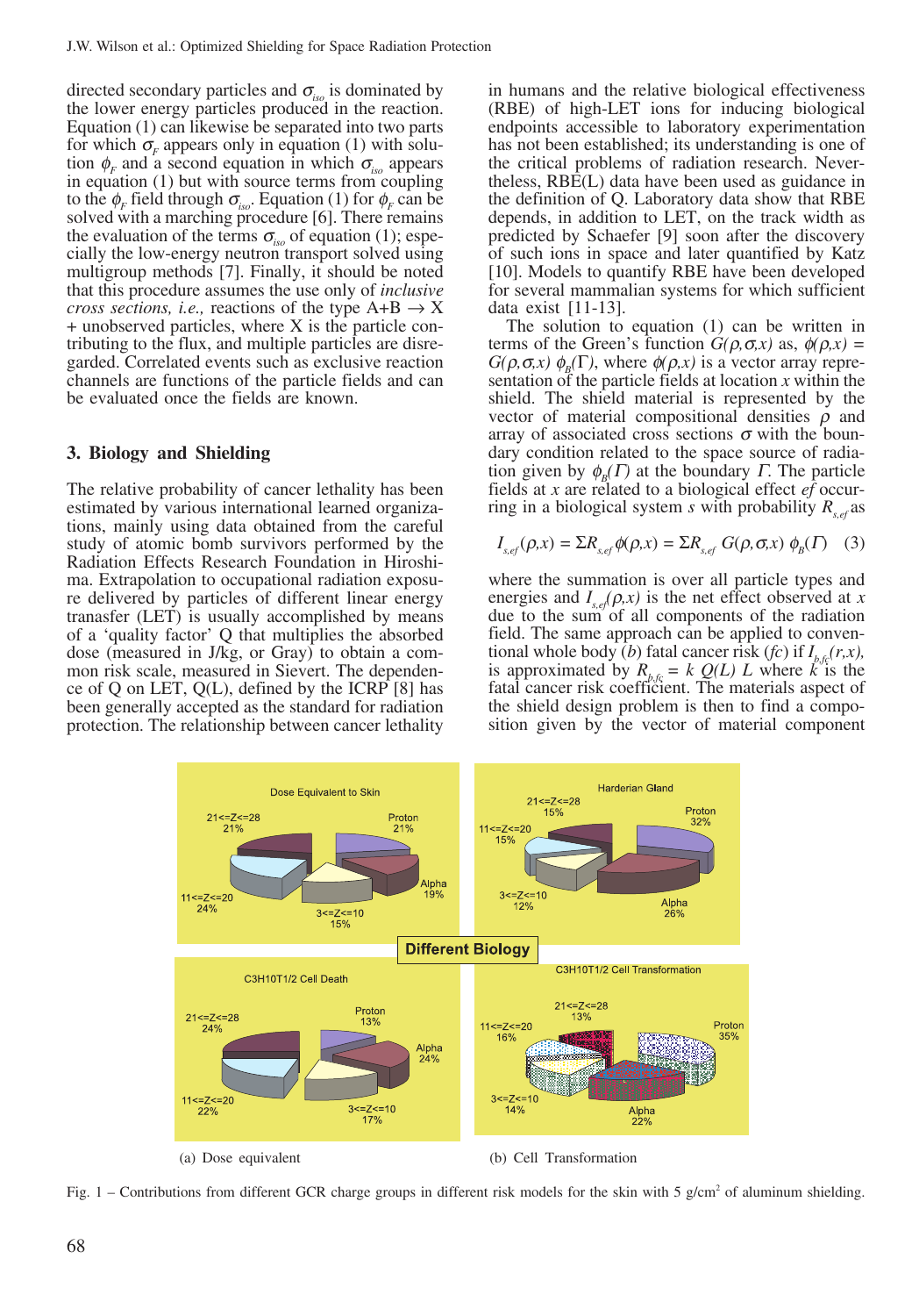directed secondary particles and $\sigma_{iso}$ is dominated by the lower energy particles produced in the reaction. Equation (1) can likewise be separated into two parts for which $\sigma_F$ appears only in equation (1) with solution $\phi_F$ and a second equation in which $\sigma_{iso}$ appears in equation (1) but with source terms from coupling to the $\phi_F$ field through $\sigma_{iso}$. Equation (1) for $\phi_F$ can be solved with a marching procedure [6]. There remains the evaluation of the terms $\sigma_{iso}$ of equation (1); especially the low-energy neutron transport solved using multigroup methods [7]. Finally, it should be noted that this procedure assumes the use only of *inclusive cross sections, i.e.,* reactions of the type A+B → X + unobserved particles, where X is the particle contributing to the flux, and multiple particles are disregarded. Correlated events such as exclusive reaction channels are functions of the particle fields and can be evaluated once the fields are known.

## 3. Biology and Shielding

The relative probability of cancer lethality has been estimated by various international learned organizations, mainly using data obtained from the careful study of atomic bomb survivors performed by the Radiation Effects Research Foundation in Hiroshima. Extrapolation to occupational radiation exposure delivered by particles of different linear energy transafer (LET) is usually accomplished by means of a 'quality factor' Q that multiplies the absorbed dose (measured in J/kg, or Gray) to obtain a common risk scale, measured in Sievert. The dependence of Q on LET, Q(L), defined by the ICRP [8] has been generally accepted as the standard for radiation protection. The relationship between cancer lethality in humans and the relative biological effectiveness (RBE) of high-LET ions for inducing biological endpoints accessible to laboratory experimentation has not been established; its understanding is one of the critical problems of radiation research. Nevertheless, RBE(L) data have been used as guidance in the definition of Q. Laboratory data show that RBE depends, in addition to LET, on the track width as predicted by Schaefer [9] soon after the discovery of such ions in space and later quantified by Katz [10]. Models to quantify RBE have been developed for several mammalian systems for which sufficient data exist [11-13].

The solution to equation (1) can be written in terms of the Green's function $G(\rho,\sigma,x)$ as, $\phi(\rho,x) = G(\rho,\sigma,x)\ \phi_B(\Gamma)$, where $\phi(\rho,x)$ is a vector array representation of the particle fields at location $x$ within the shield. The shield material is represented by the vector of material compositional densities $\rho$ and array of associated cross sections $\sigma$ with the boundary condition related to the space source of radiation given by $\phi_B(\Gamma)$ at the boundary $\Gamma$. The particle fields at $x$ are related to a biological effect $ef$ occurring in a biological system $s$ with probability $R_{s,ef}$ as

$$I_{s,ef}(\rho,x) = \Sigma R_{s,ef}\,\phi(\rho,x) = \Sigma R_{s,ef}\ G(\rho,\sigma,x)\ \phi_B(\Gamma) \quad (3)$$

where the summation is over all particle types and energies and $I_{s,ef}(\rho,x)$ is the net effect observed at $x$ due to the sum of all components of the radiation field. The same approach can be applied to conventional whole body ($b$) fatal cancer risk ($fc$) if $I_{b,fc}(r,x)$, is approximated by $R_{b,fc} = k\ Q(L)\ L$ where $k$ is the fatal cancer risk coefficient. The materials aspect of the shield design problem is then to find a composition given by the vector of material component

(a) Dose equivalent (b) Cell Transformation

Fig. 1 – Contributions from different GCR charge groups in different risk models for the skin with 5 g/cm² of aluminum shielding.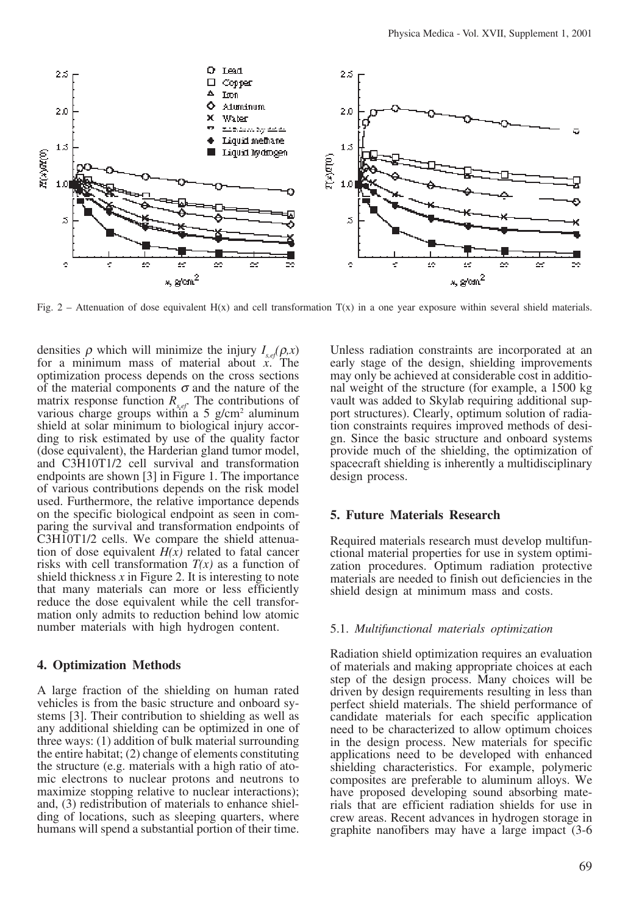Fig. 2 – Attenuation of dose equivalent H(x) and cell transformation T(x) in a one year exposure within several shield materials.

densities $\rho$ which will minimize the injury $I_{s,ef}(\rho,x)$ for a minimum mass of material about $x$. The optimization process depends on the cross sections of the material components $\sigma$ and the nature of the matrix response function $R_{s,ef}$. The contributions of various charge groups within a 5 g/cm$^2$ aluminum shield at solar minimum to biological injury according to risk estimated by use of the quality factor (dose equivalent), the Harderian gland tumor model, and C3H10T1/2 cell survival and transformation endpoints are shown [3] in Figure 1. The importance of various contributions depends on the risk model used. Furthermore, the relative importance depends on the specific biological endpoint as seen in comparing the survival and transformation endpoints of C3H10T1/2 cells. We compare the shield attenuation of dose equivalent $H(x)$ related to fatal cancer risks with cell transformation $T(x)$ as a function of shield thickness $x$ in Figure 2. It is interesting to note that many materials can more or less efficiently reduce the dose equivalent while the cell transformation only admits to reduction behind low atomic number materials with high hydrogen content.

## 4. Optimization Methods

A large fraction of the shielding on human rated vehicles is from the basic structure and onboard systems [3]. Their contribution to shielding as well as any additional shielding can be optimized in one of three ways: (1) addition of bulk material surrounding the entire habitat; (2) change of elements constituting the structure (e.g. materials with a high ratio of atomic electrons to nuclear protons and neutrons to maximize stopping relative to nuclear interactions); and, (3) redistribution of materials to enhance shielding of locations, such as sleeping quarters, where humans will spend a substantial portion of their time. Unless radiation constraints are incorporated at an early stage of the design, shielding improvements may only be achieved at considerable cost in additional weight of the structure (for example, a 1500 kg vault was added to Skylab requiring additional support structures). Clearly, optimum solution of radiation constraints requires improved methods of design. Since the basic structure and onboard systems provide much of the shielding, the optimization of spacecraft shielding is inherently a multidisciplinary design process.

## 5. Future Materials Research

Required materials research must develop multifunctional material properties for use in system optimization procedures. Optimum radiation protective materials are needed to finish out deficiencies in the shield design at minimum mass and costs.

### 5.1. *Multifunctional materials optimization*

Radiation shield optimization requires an evaluation of materials and making appropriate choices at each step of the design process. Many choices will be driven by design requirements resulting in less than perfect shield materials. The shield performance of candidate materials for each specific application need to be characterized to allow optimum choices in the design process. New materials for specific applications need to be developed with enhanced shielding characteristics. For example, polymeric composites are preferable to aluminum alloys. We have proposed developing sound absorbing materials that are efficient radiation shields for use in crew areas. Recent advances in hydrogen storage in graphite nanofibers may have a large impact (3-6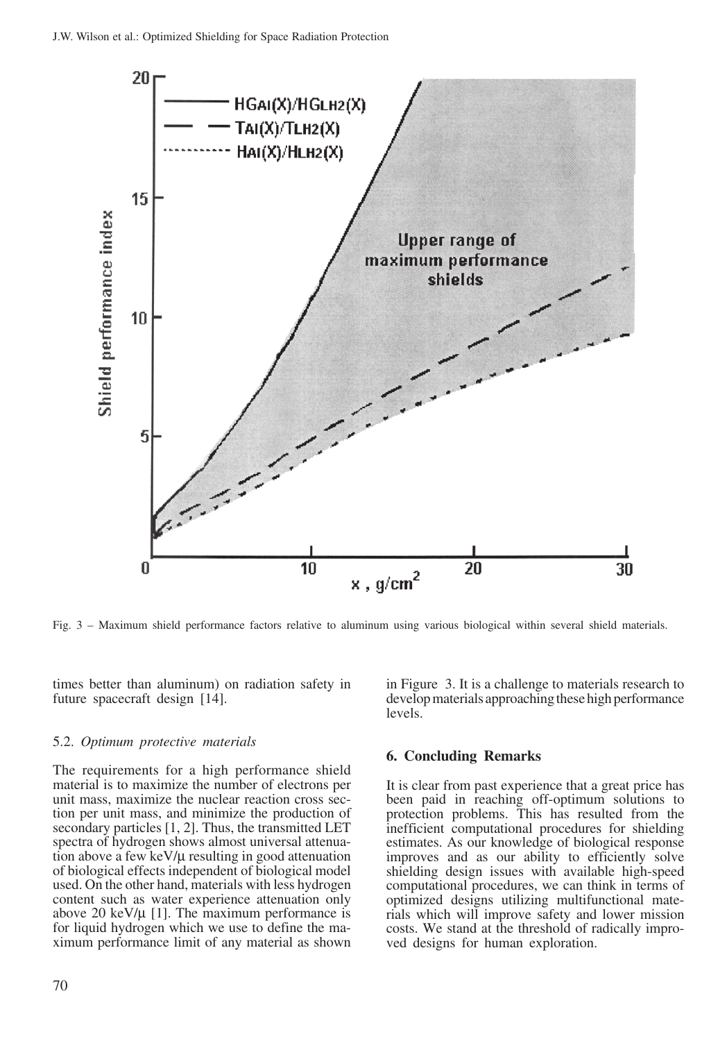Fig. 3 – Maximum shield performance factors relative to aluminum using various biological within several shield materials.

times better than aluminum) on radiation safety in future spacecraft design [14].

### 5.2. *Optimum protective materials*

The requirements for a high performance shield material is to maximize the number of electrons per unit mass, maximize the nuclear reaction cross section per unit mass, and minimize the production of secondary particles [1, 2]. Thus, the transmitted LET spectra of hydrogen shows almost universal attenuation above a few keV/μ resulting in good attenuation of biological effects independent of biological model used. On the other hand, materials with less hydrogen content such as water experience attenuation only above 20 keV/μ [1]. The maximum performance is for liquid hydrogen which we use to define the maximum performance limit of any material as shown in Figure 3. It is a challenge to materials research to develop materials approaching these high performance levels.

## 6. Concluding Remarks

It is clear from past experience that a great price has been paid in reaching off-optimum solutions to protection problems. This has resulted from the inefficient computational procedures for shielding estimates. As our knowledge of biological response improves and as our ability to efficiently solve shielding design issues with available high-speed computational procedures, we can think in terms of optimized designs utilizing multifunctional materials which will improve safety and lower mission costs. We stand at the threshold of radically improved designs for human exploration.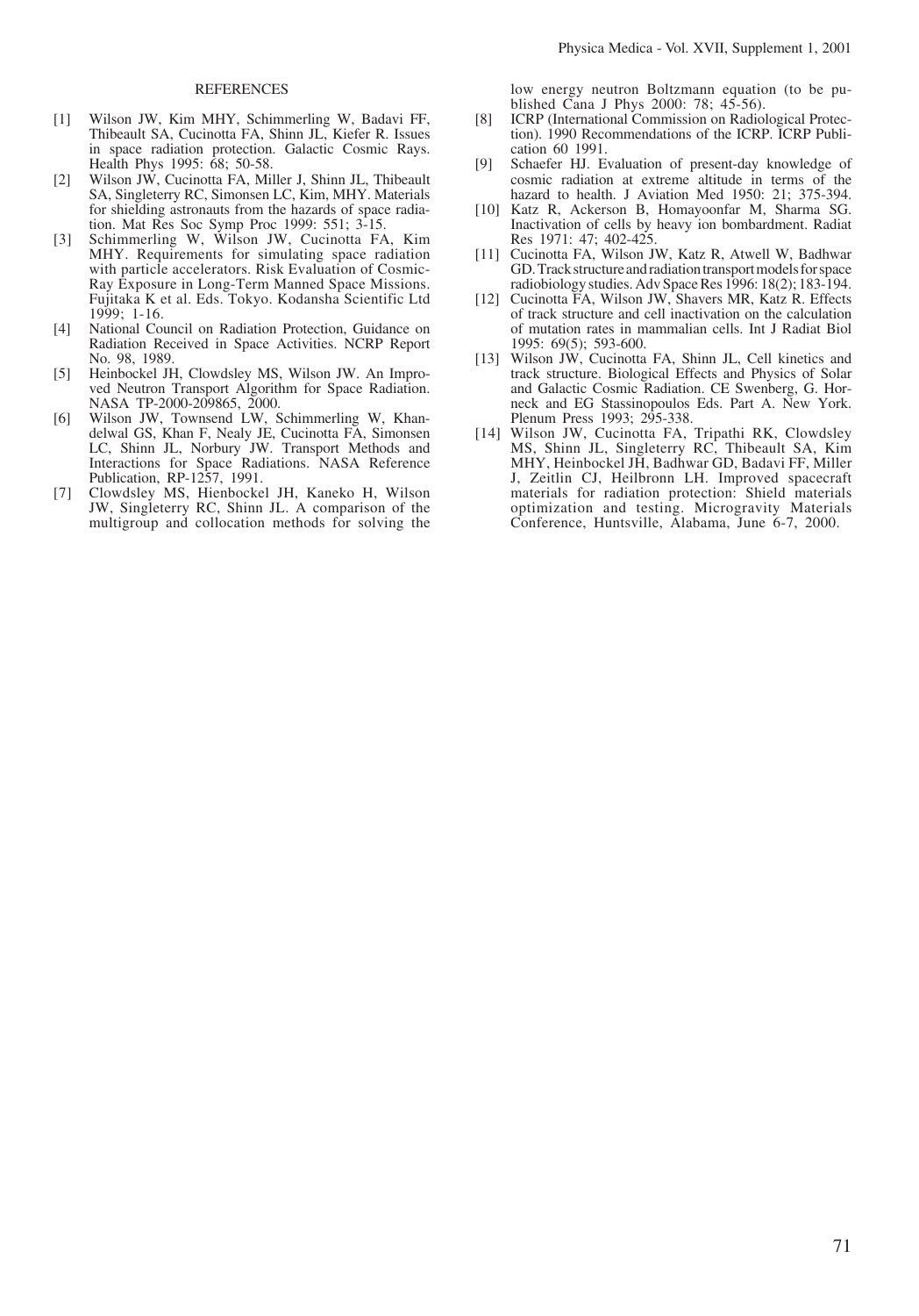## REFERENCES

[1] Wilson JW, Kim MHY, Schimmerling W, Badavi FF, Thibeault SA, Cucinotta FA, Shinn JL, Kiefer R. Issues in space radiation protection. Galactic Cosmic Rays. Health Phys 1995: 68; 50-58.

[2] Wilson JW, Cucinotta FA, Miller J, Shinn JL, Thibeault SA, Singleterry RC, Simonsen LC, Kim, MHY. Materials for shielding astronauts from the hazards of space radiation. Mat Res Soc Symp Proc 1999: 551; 3-15.

[3] Schimmerling W, Wilson JW, Cucinotta FA, Kim MHY. Requirements for simulating space radiation with particle accelerators. Risk Evaluation of Cosmic-Ray Exposure in Long-Term Manned Space Missions. Fujitaka K et al. Eds. Tokyo. Kodansha Scientific Ltd 1999; 1-16.

[4] National Council on Radiation Protection, Guidance on Radiation Received in Space Activities. NCRP Report No. 98, 1989.

[5] Heinbockel JH, Clowdsley MS, Wilson JW. An Improved Neutron Transport Algorithm for Space Radiation. NASA TP-2000-209865, 2000.

[6] Wilson JW, Townsend LW, Schimmerling W, Khandelwal GS, Khan F, Nealy JE, Cucinotta FA, Simonsen LC, Shinn JL, Norbury JW. Transport Methods and Interactions for Space Radiations. NASA Reference Publication, RP-1257, 1991.

[7] Clowdsley MS, Hienbockel JH, Kaneko H, Wilson JW, Singleterry RC, Shinn JL. A comparison of the multigroup and collocation methods for solving the low energy neutron Boltzmann equation (to be published Cana J Phys 2000: 78; 45-56).

[8] ICRP (International Commission on Radiological Protection). 1990 Recommendations of the ICRP. ICRP Publication 60 1991.

[9] Schaefer HJ. Evaluation of present-day knowledge of cosmic radiation at extreme altitude in terms of the hazard to health. J Aviation Med 1950: 21; 375-394.

[10] Katz R, Ackerson B, Homayoonfar M, Sharma SG. Inactivation of cells by heavy ion bombardment. Radiat Res 1971: 47; 402-425.

[11] Cucinotta FA, Wilson JW, Katz R, Atwell W, Badhwar GD. Track structure and radiation transport models for space radiobiology studies. Adv Space Res 1996: 18(2); 183-194.

[12] Cucinotta FA, Wilson JW, Shavers MR, Katz R. Effects of track structure and cell inactivation on the calculation of mutation rates in mammalian cells. Int J Radiat Biol 1995: 69(5); 593-600.

[13] Wilson JW, Cucinotta FA, Shinn JL, Cell kinetics and track structure. Biological Effects and Physics of Solar and Galactic Cosmic Radiation. CE Swenberg, G. Horneck and EG Stassinopoulos Eds. Part A. New York. Plenum Press 1993; 295-338.

[14] Wilson JW, Cucinotta FA, Tripathi RK, Clowdsley MS, Shinn JL, Singleterry RC, Thibeault SA, Kim MHY, Heinbockel JH, Badhwar GD, Badavi FF, Miller J, Zeitlin CJ, Heilbronn LH. Improved spacecraft materials for radiation protection: Shield materials optimization and testing. Microgravity Materials Conference, Huntsville, Alabama, June 6-7, 2000.